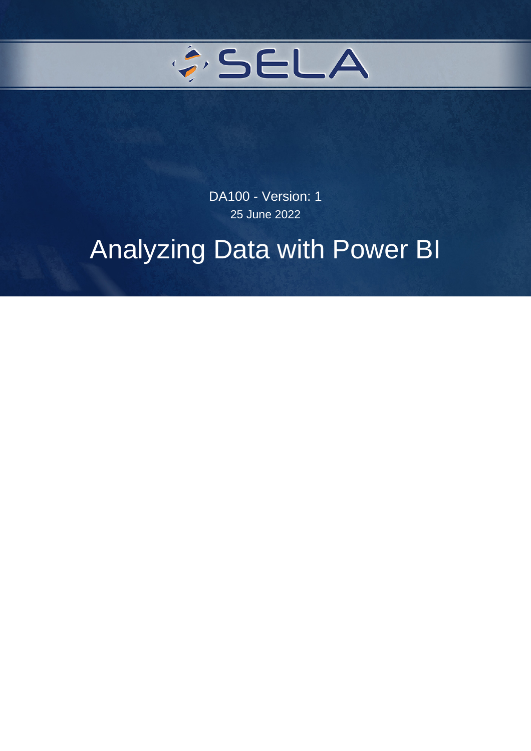SELA

DA100 - Version: 1

25 June 2022

# Analyzing Data with Power BI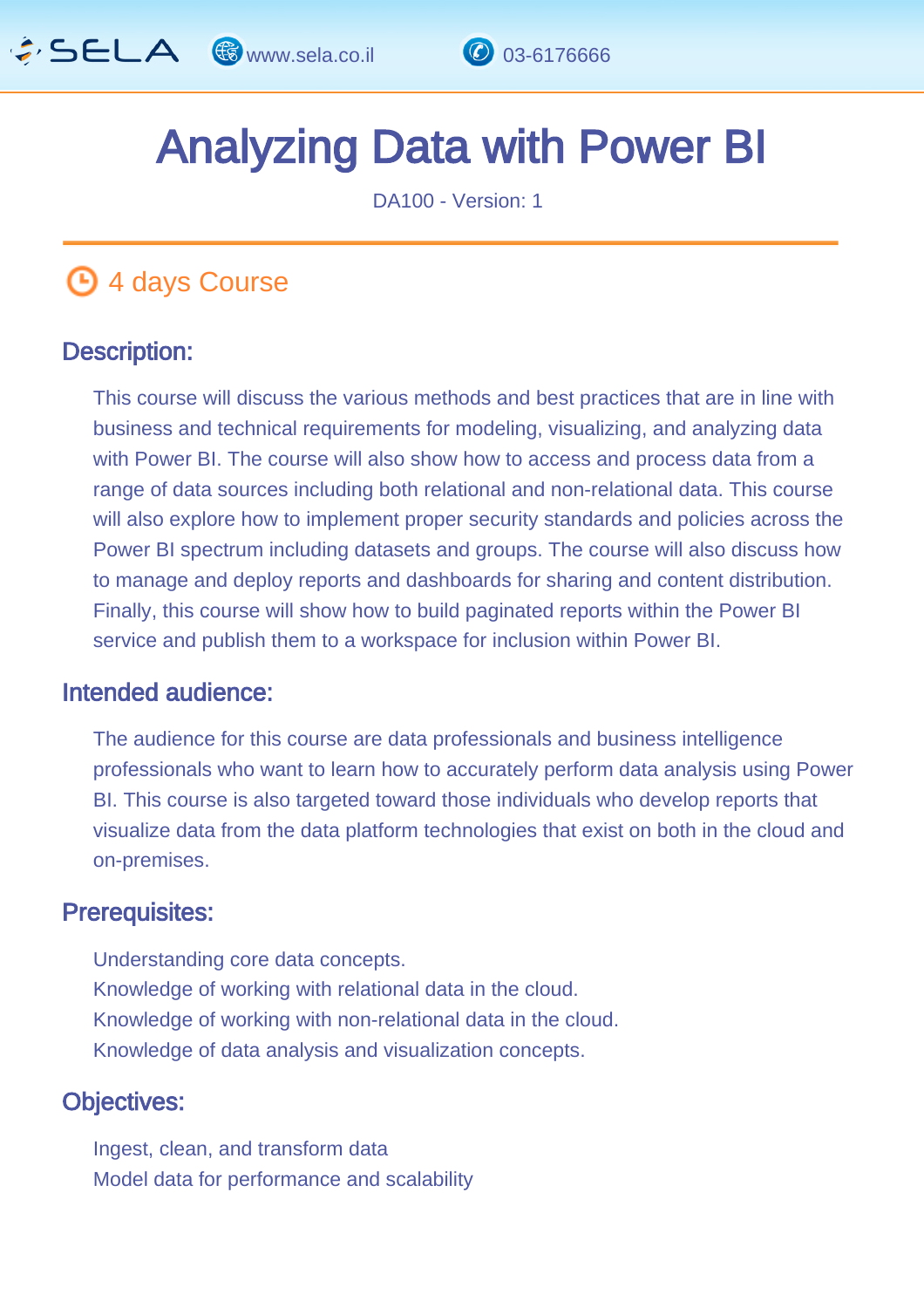# Analyzing Data with Power BI

DA100 - Version: 1

4 days Course

## Description:

This course will discuss the various methods and best practices that are in line with business and technical requirements for modeling, visualizing, and analyzing data with Power BI. The course will also show how to access and process data from a range of data sources including both relational and non-relational data. This course will also explore how to implement proper security standards and policies across the Power BI spectrum including datasets and groups. The course will also discuss how to manage and deploy reports and dashboards for sharing and content distribution. Finally, this course will show how to build paginated reports within the Power BI service and publish them to a workspace for inclusion within Power BI.

## Intended audience:

The audience for this course are data professionals and business intelligence professionals who want to learn how to accurately perform data analysis using Power BI. This course is also targeted toward those individuals who develop reports that visualize data from the data platform technologies that exist on both in the cloud and on-premises.

## Prerequisites:

Understanding core data concepts.
Knowledge of working with relational data in the cloud.
Knowledge of working with non-relational data in the cloud.
Knowledge of data analysis and visualization concepts.

## Objectives:

Ingest, clean, and transform data
Model data for performance and scalability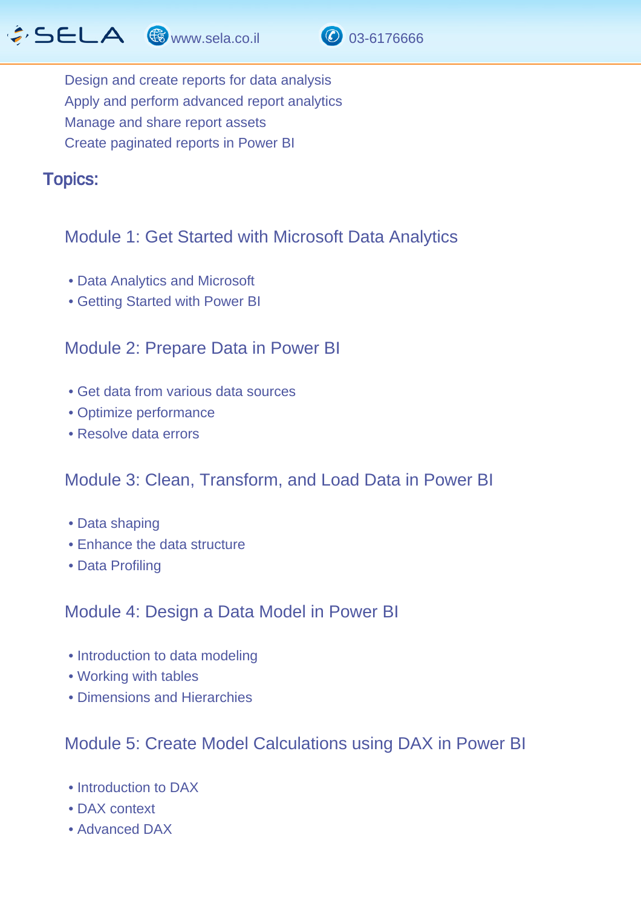Design and create reports for data analysis
Apply and perform advanced report analytics
Manage and share report assets
Create paginated reports in Power BI

## Topics:

### Module 1: Get Started with Microsoft Data Analytics

- Data Analytics and Microsoft
- Getting Started with Power BI

### Module 2: Prepare Data in Power BI

- Get data from various data sources
- Optimize performance
- Resolve data errors

### Module 3: Clean, Transform, and Load Data in Power BI

- Data shaping
- Enhance the data structure
- Data Profiling

### Module 4: Design a Data Model in Power BI

- Introduction to data modeling
- Working with tables
- Dimensions and Hierarchies

### Module 5: Create Model Calculations using DAX in Power BI

- Introduction to DAX
- DAX context
- Advanced DAX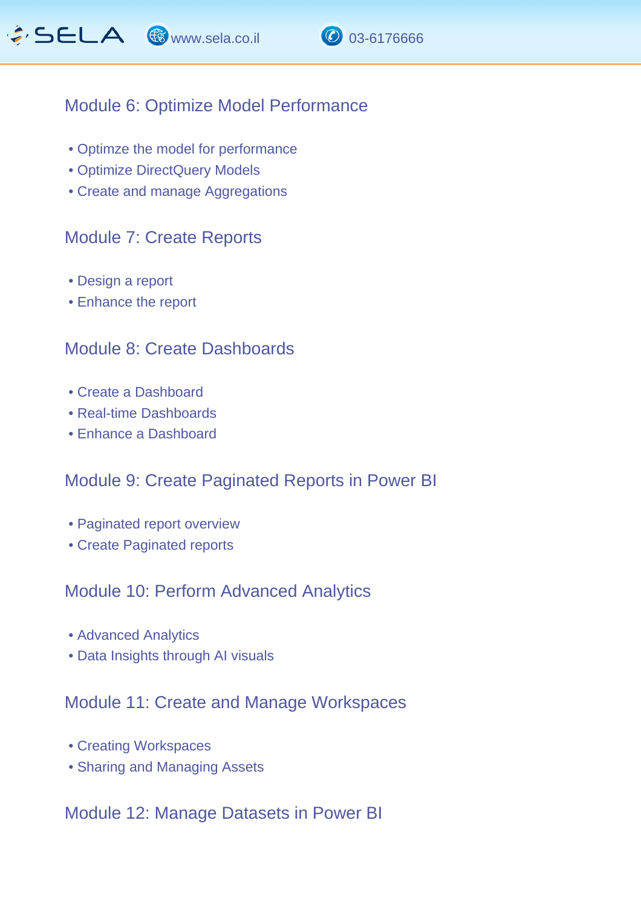## Module 6: Optimize Model Performance

- Optimze the model for performance
- Optimize DirectQuery Models
- Create and manage Aggregations

## Module 7: Create Reports

- Design a report
- Enhance the report

## Module 8: Create Dashboards

- Create a Dashboard
- Real-time Dashboards
- Enhance a Dashboard

## Module 9: Create Paginated Reports in Power BI

- Paginated report overview
- Create Paginated reports

## Module 10: Perform Advanced Analytics

- Advanced Analytics
- Data Insights through AI visuals

## Module 11: Create and Manage Workspaces

- Creating Workspaces
- Sharing and Managing Assets

## Module 12: Manage Datasets in Power BI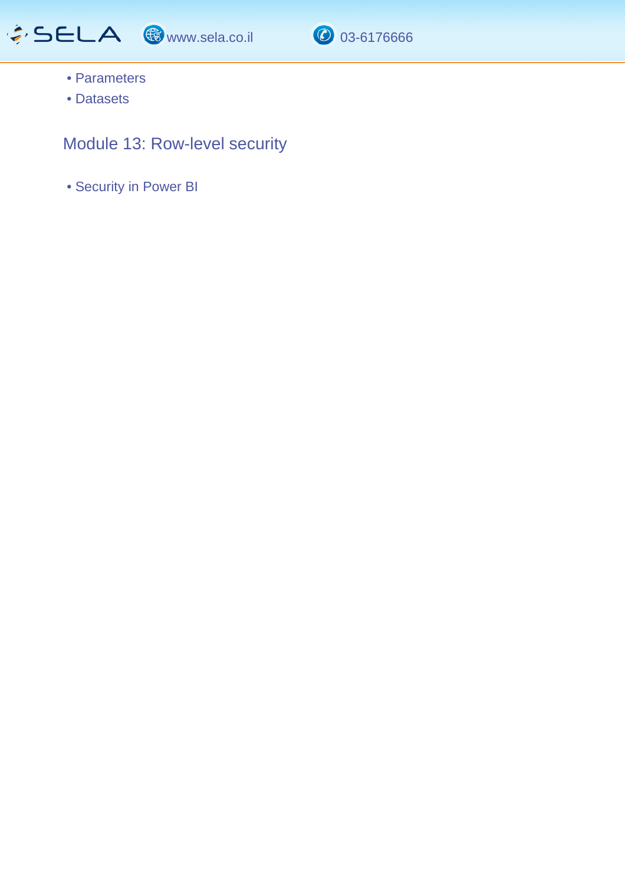- Parameters
- Datasets

## Module 13: Row-level security

- Security in Power BI